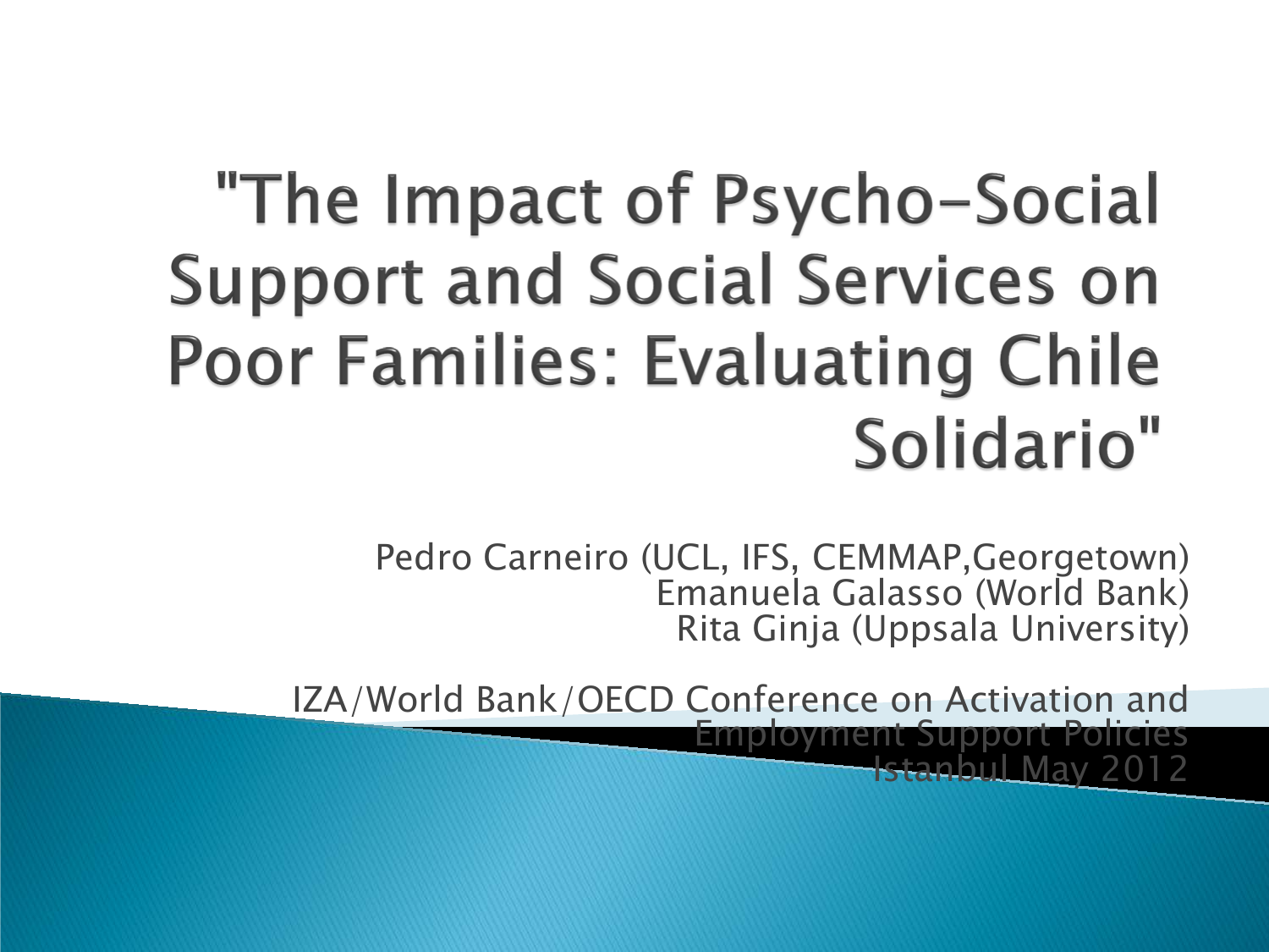# "The Impact of Psycho-Social Support and Social Services on Poor Families: Evaluating Chile Solidario"

Pedro Carneiro (UCL, IFS, CEMMAP,Georgetown)
Emanuela Galasso (World Bank)
Rita Ginja (Uppsala University)

IZA/World Bank/OECD Conference on Activation and Employment Support Policies
Istanbul May 2012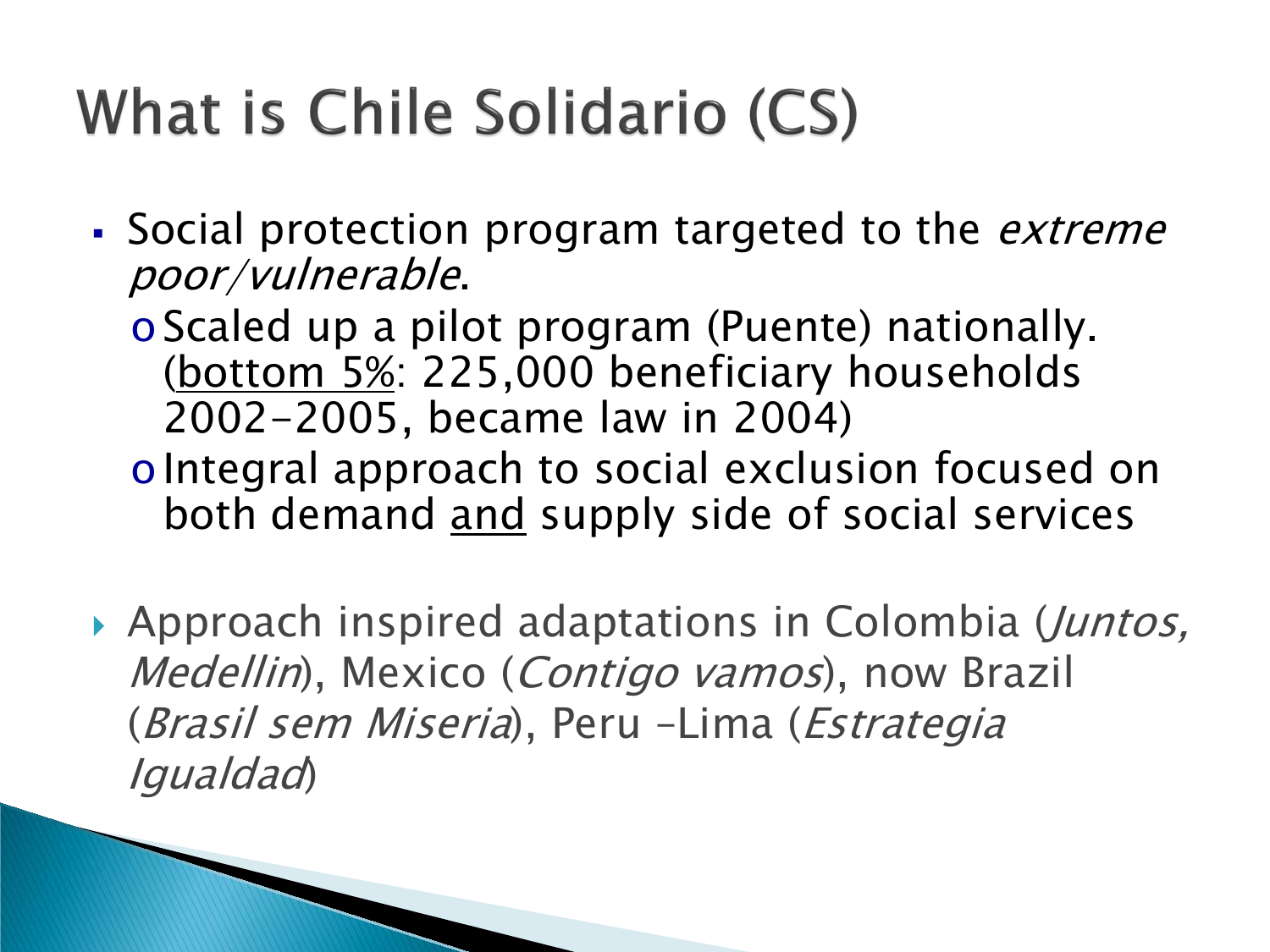# What is Chile Solidario (CS)

- Social protection program targeted to the *extreme poor/vulnerable*.
  - Scaled up a pilot program (Puente) nationally. (<u>bottom 5%</u>: 225,000 beneficiary households 2002-2005, became law in 2004)
  - Integral approach to social exclusion focused on both demand <u>and</u> supply side of social services

- Approach inspired adaptations in Colombia (*Juntos, Medellin*), Mexico (*Contigo vamos*), now Brazil (*Brasil sem Miseria*), Peru –Lima (*Estrategia Igualdad*)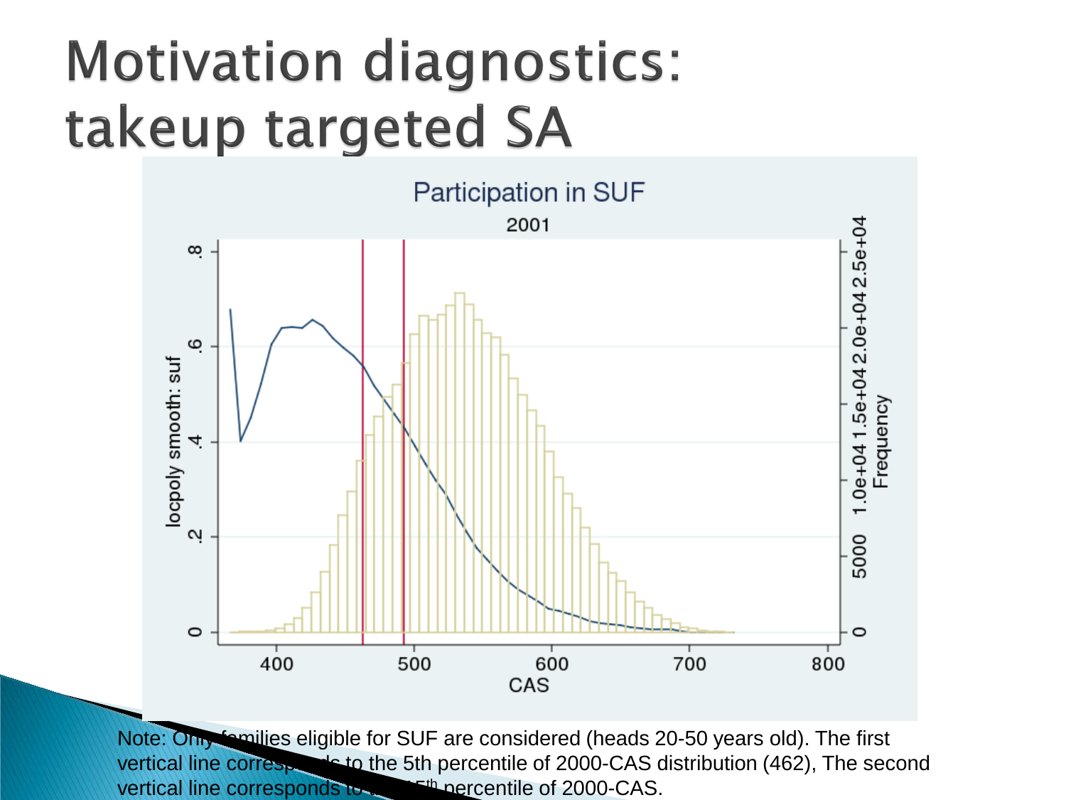# Motivation diagnostics: takeup targeted SA

Note: Only families eligible for SUF are considered (heads 20-50 years old). The first vertical line corresponds to the 5th percentile of 2000-CAS distribution (462), The second vertical line corresponds to the 15th percentile of 2000-CAS.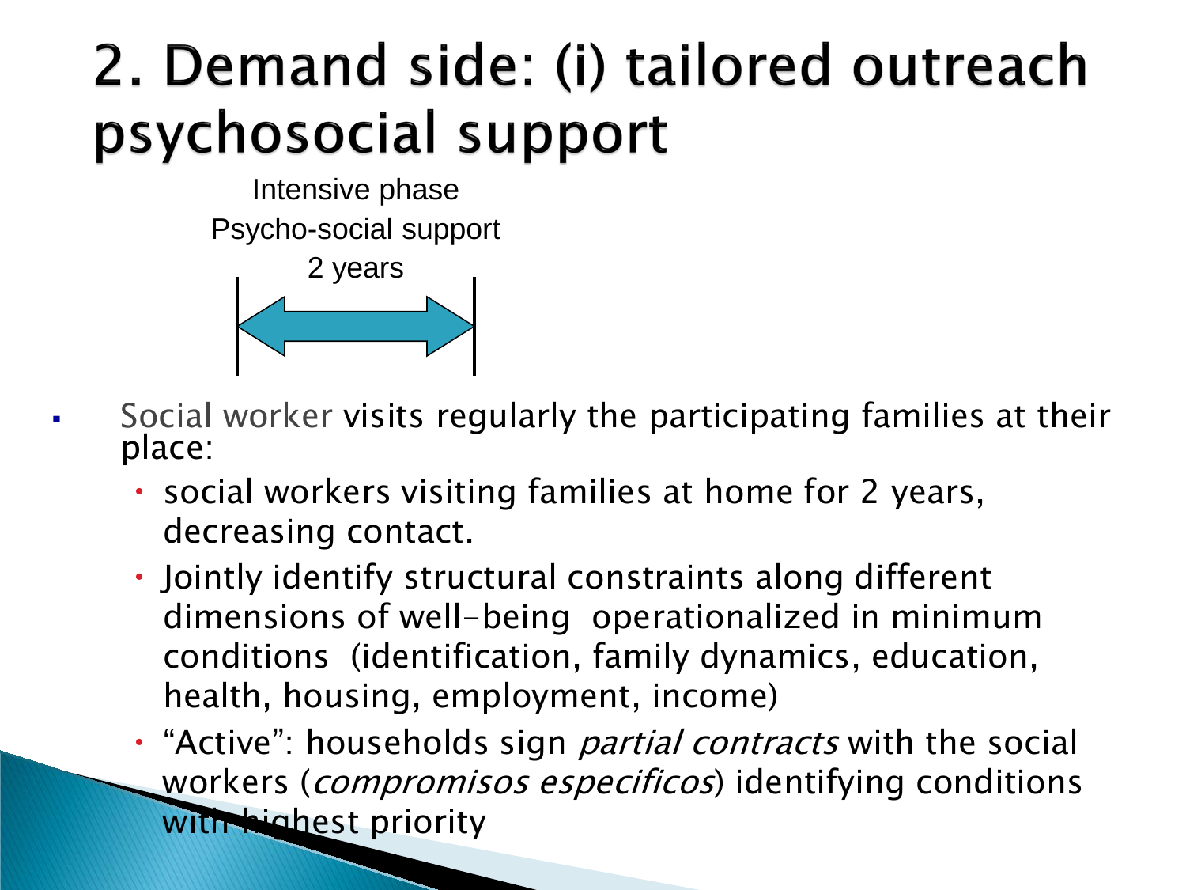# 2. Demand side: (i) tailored outreach psychosocial support

Intensive phase

Psycho-social support

2 years

- Social worker visits regularly the participating families at their place:
  - social workers visiting families at home for 2 years, decreasing contact.
  - Jointly identify structural constraints along different dimensions of well-being operationalized in minimum conditions (identification, family dynamics, education, health, housing, employment, income)
  - "Active": households sign *partial contracts* with the social workers (*compromisos especificos*) identifying conditions with highest priority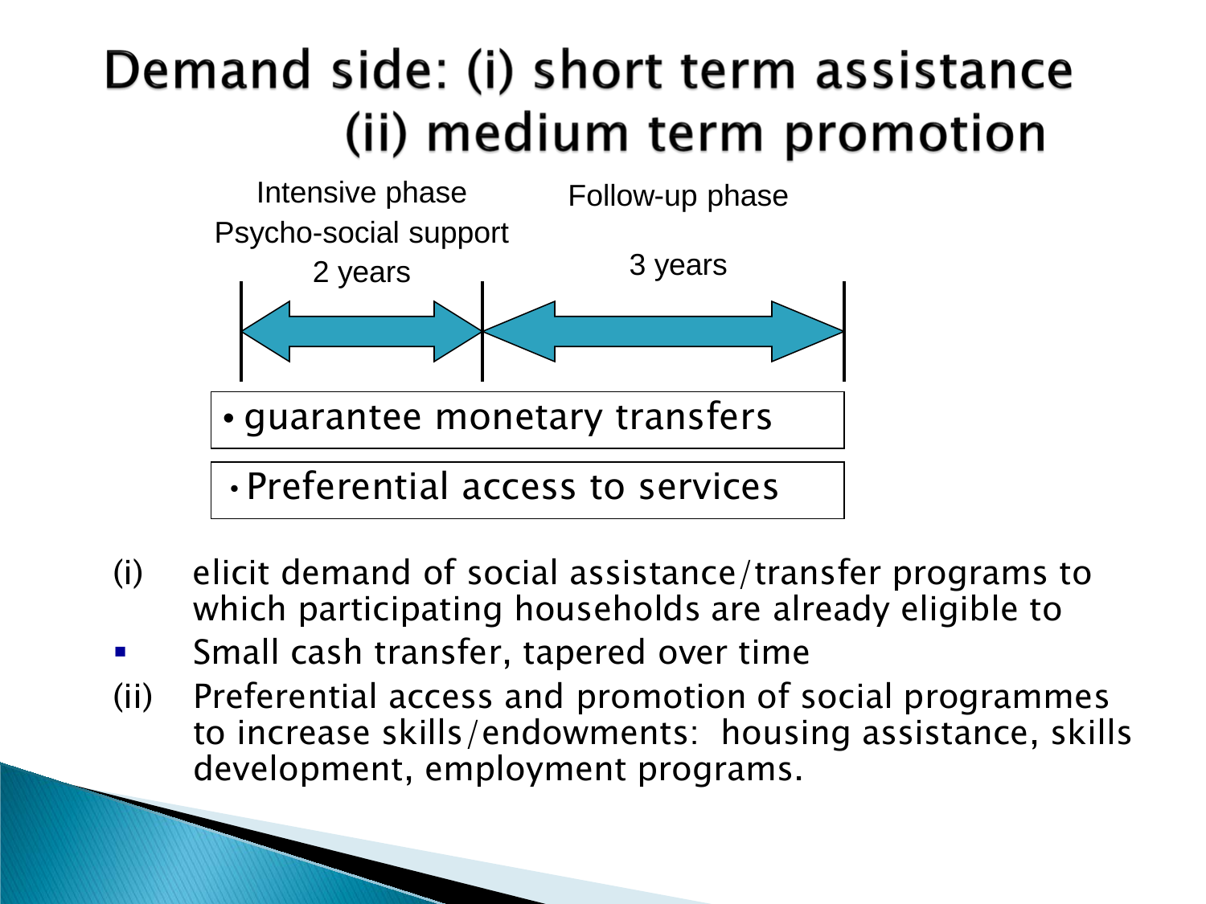# Demand side: (i) short term assistance (ii) medium term promotion

Intensive phase
Psycho-social support
2 years

Follow-up phase
3 years

- guarantee monetary transfers

- Preferential access to services

(i) elicit demand of social assistance/transfer programs to which participating households are already eligible to

- Small cash transfer, tapered over time

(ii) Preferential access and promotion of social programmes to increase skills/endowments: housing assistance, skills development, employment programs.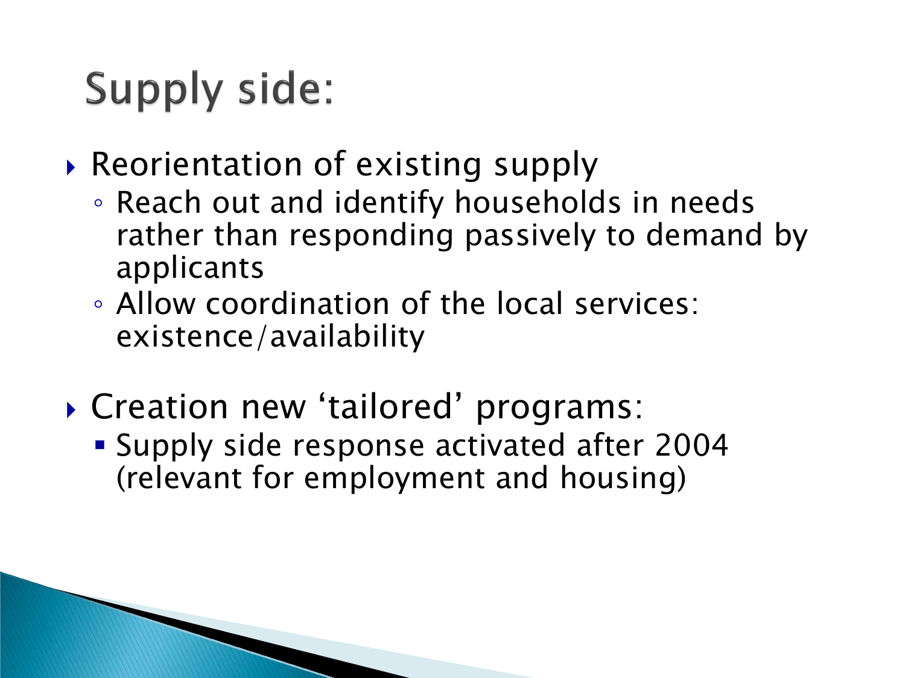# Supply side:

- Reorientation of existing supply
  - Reach out and identify households in needs rather than responding passively to demand by applicants
  - Allow coordination of the local services: existence/availability

- Creation new 'tailored' programs:
  - Supply side response activated after 2004 (relevant for employment and housing)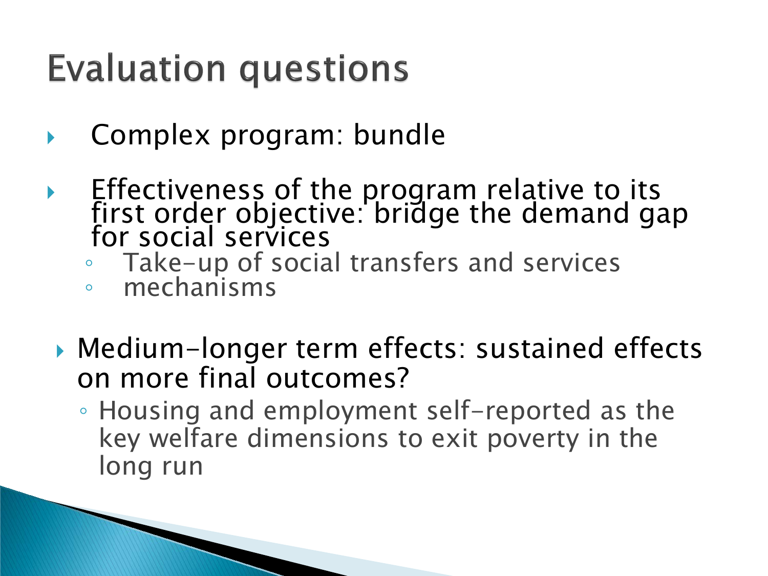# Evaluation questions

- Complex program: bundle
- Effectiveness of the program relative to its first order objective: bridge the demand gap for social services
  - Take-up of social transfers and services
  - mechanisms
- Medium-longer term effects: sustained effects on more final outcomes?
  - Housing and employment self-reported as the key welfare dimensions to exit poverty in the long run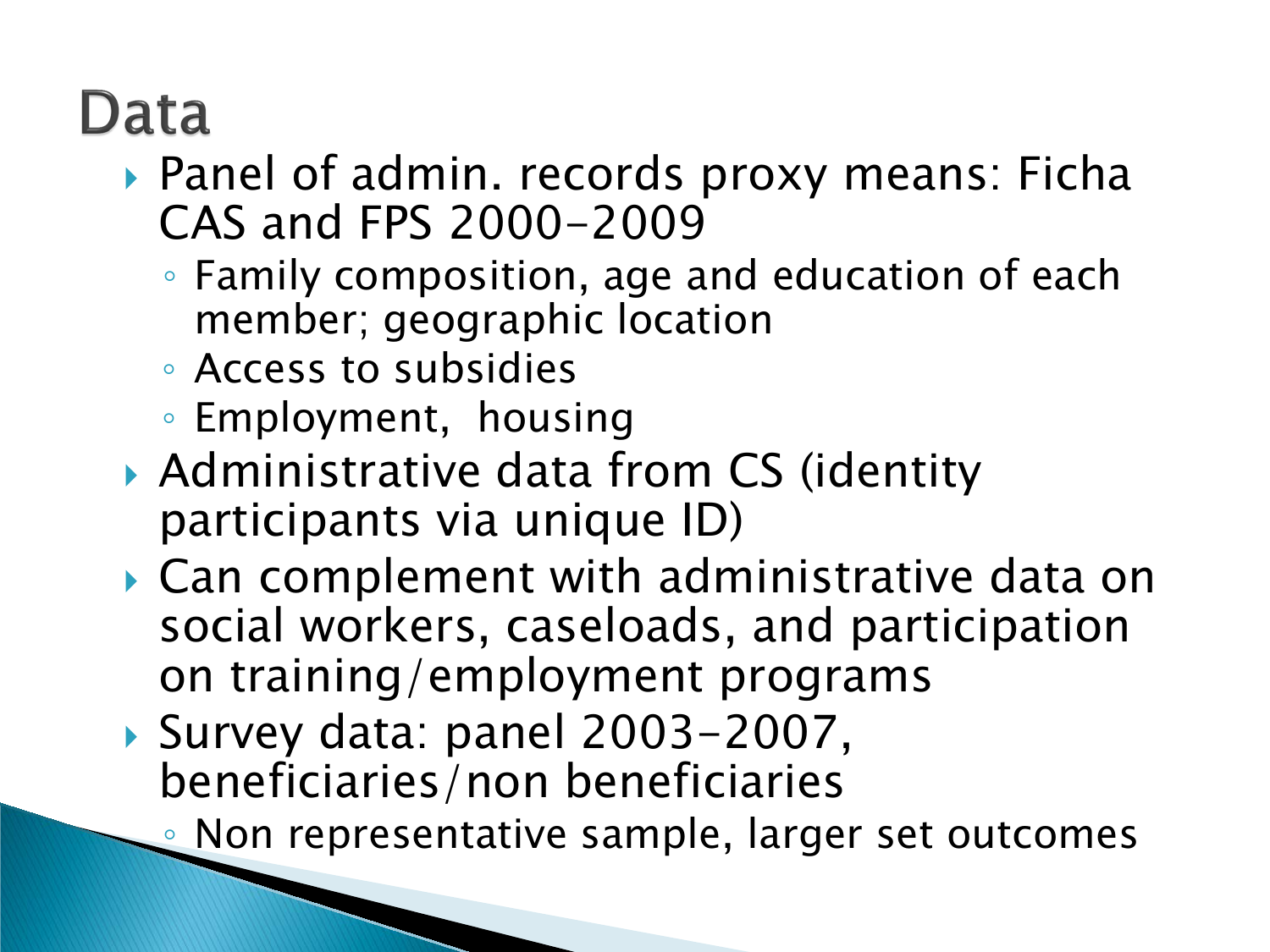# Data

- Panel of admin. records proxy means: Ficha CAS and FPS 2000-2009
  - Family composition, age and education of each member; geographic location
  - Access to subsidies
  - Employment, housing
- Administrative data from CS (identity participants via unique ID)
- Can complement with administrative data on social workers, caseloads, and participation on training/employment programs
- Survey data: panel 2003-2007, beneficiaries/non beneficiaries
  - Non representative sample, larger set outcomes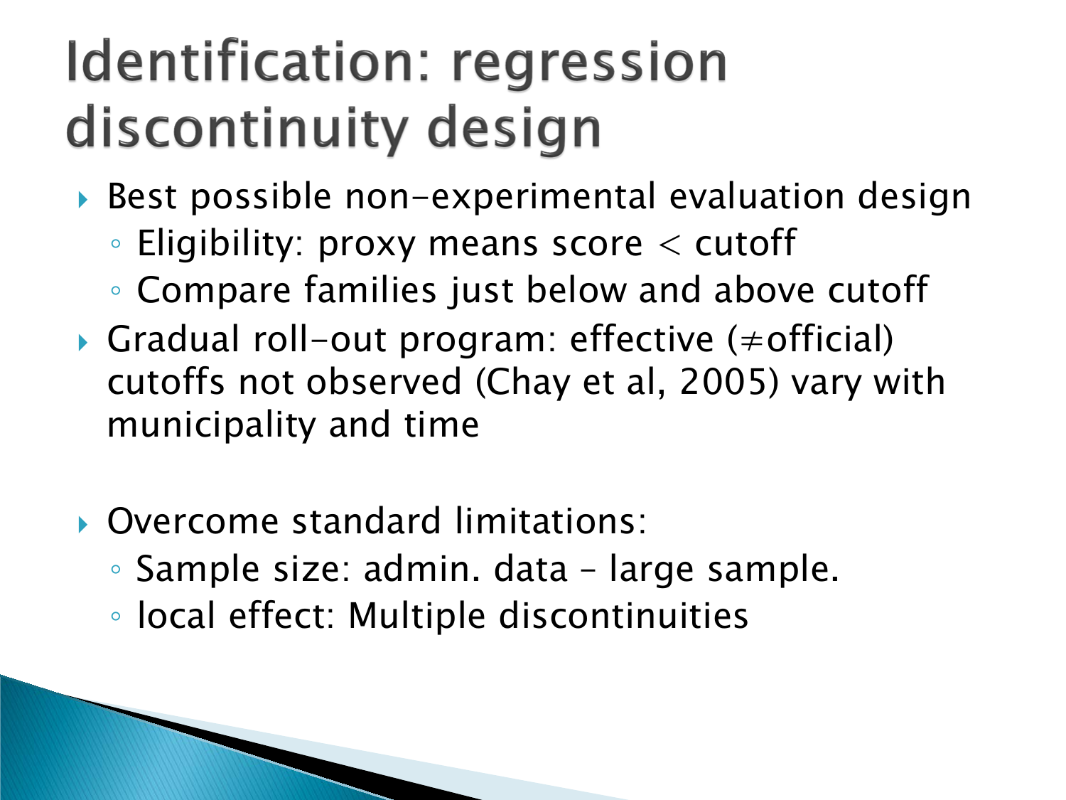# Identification: regression discontinuity design

- Best possible non-experimental evaluation design
  - Eligibility: proxy means score < cutoff
  - Compare families just below and above cutoff
- Gradual roll-out program: effective (≠official) cutoffs not observed (Chay et al, 2005) vary with municipality and time

- Overcome standard limitations:
  - Sample size: admin. data – large sample.
  - local effect: Multiple discontinuities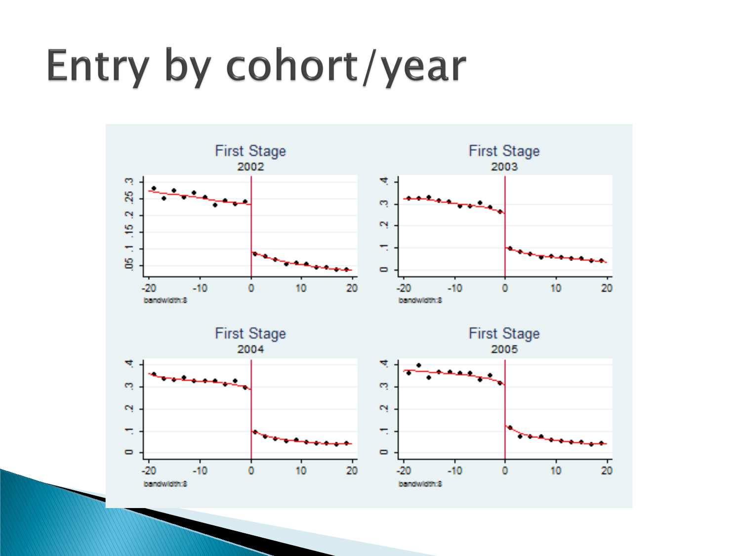# Entry by cohort/year

First Stage
2002

bandwidth:8

First Stage
2003

bandwidth:8

First Stage
2004

bandwidth:8

First Stage
2005

bandwidth:8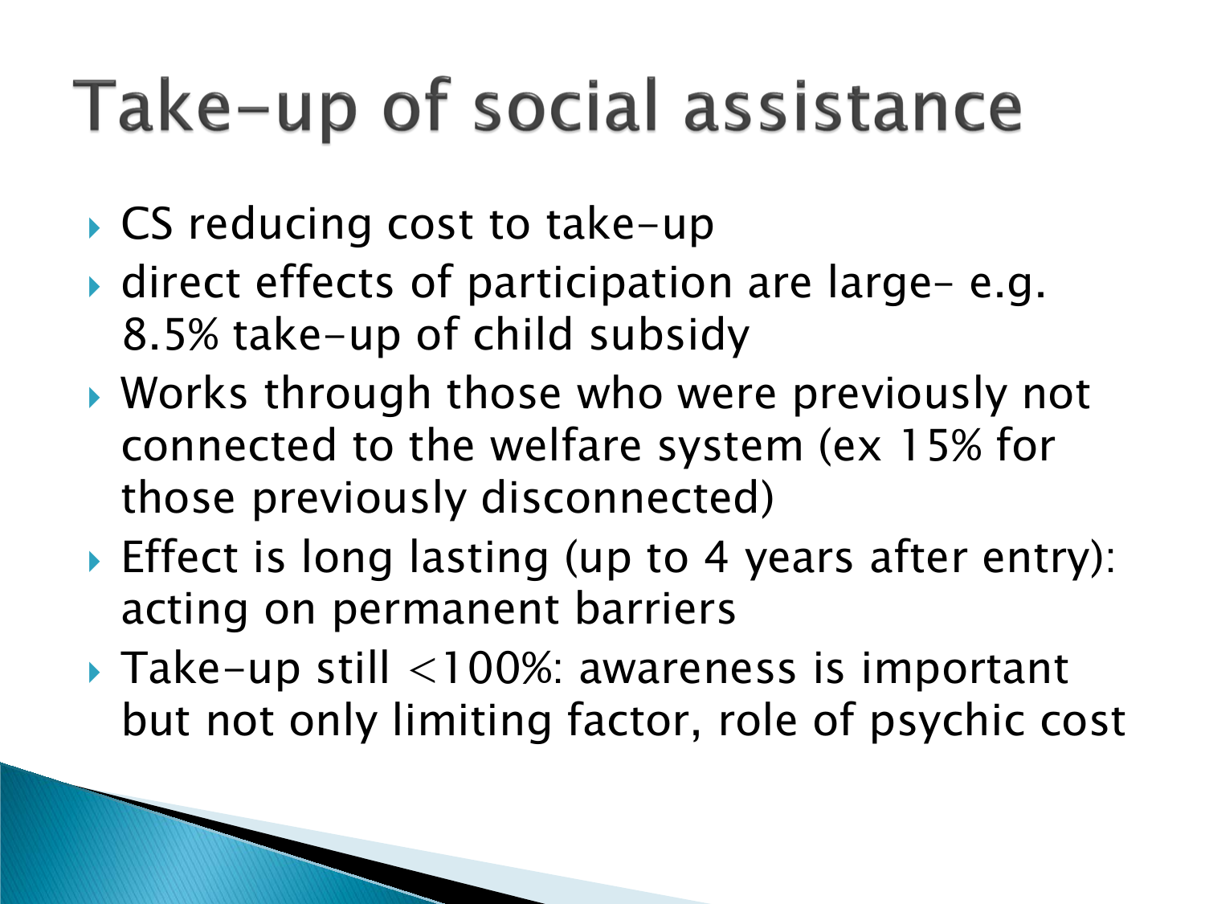# Take-up of social assistance

- CS reducing cost to take-up
- direct effects of participation are large– e.g. 8.5% take-up of child subsidy
- Works through those who were previously not connected to the welfare system (ex 15% for those previously disconnected)
- Effect is long lasting (up to 4 years after entry): acting on permanent barriers
- Take-up still <100%: awareness is important but not only limiting factor, role of psychic cost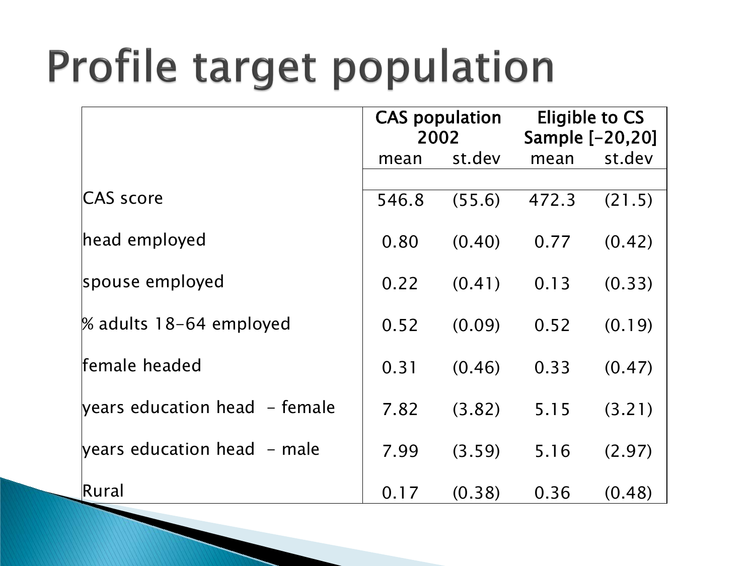# Profile target population

| | CAS population 2002 | | Eligible to CS Sample [-20,20] | |
|---|---|---|---|---|
| | mean | st.dev | mean | st.dev |
| CAS score | 546.8 | (55.6) | 472.3 | (21.5) |
| head employed | 0.80 | (0.40) | 0.77 | (0.42) |
| spouse employed | 0.22 | (0.41) | 0.13 | (0.33) |
| % adults 18-64 employed | 0.52 | (0.09) | 0.52 | (0.19) |
| female headed | 0.31 | (0.46) | 0.33 | (0.47) |
| years education head - female | 7.82 | (3.82) | 5.15 | (3.21) |
| years education head - male | 7.99 | (3.59) | 5.16 | (2.97) |
| Rural | 0.17 | (0.38) | 0.36 | (0.48) |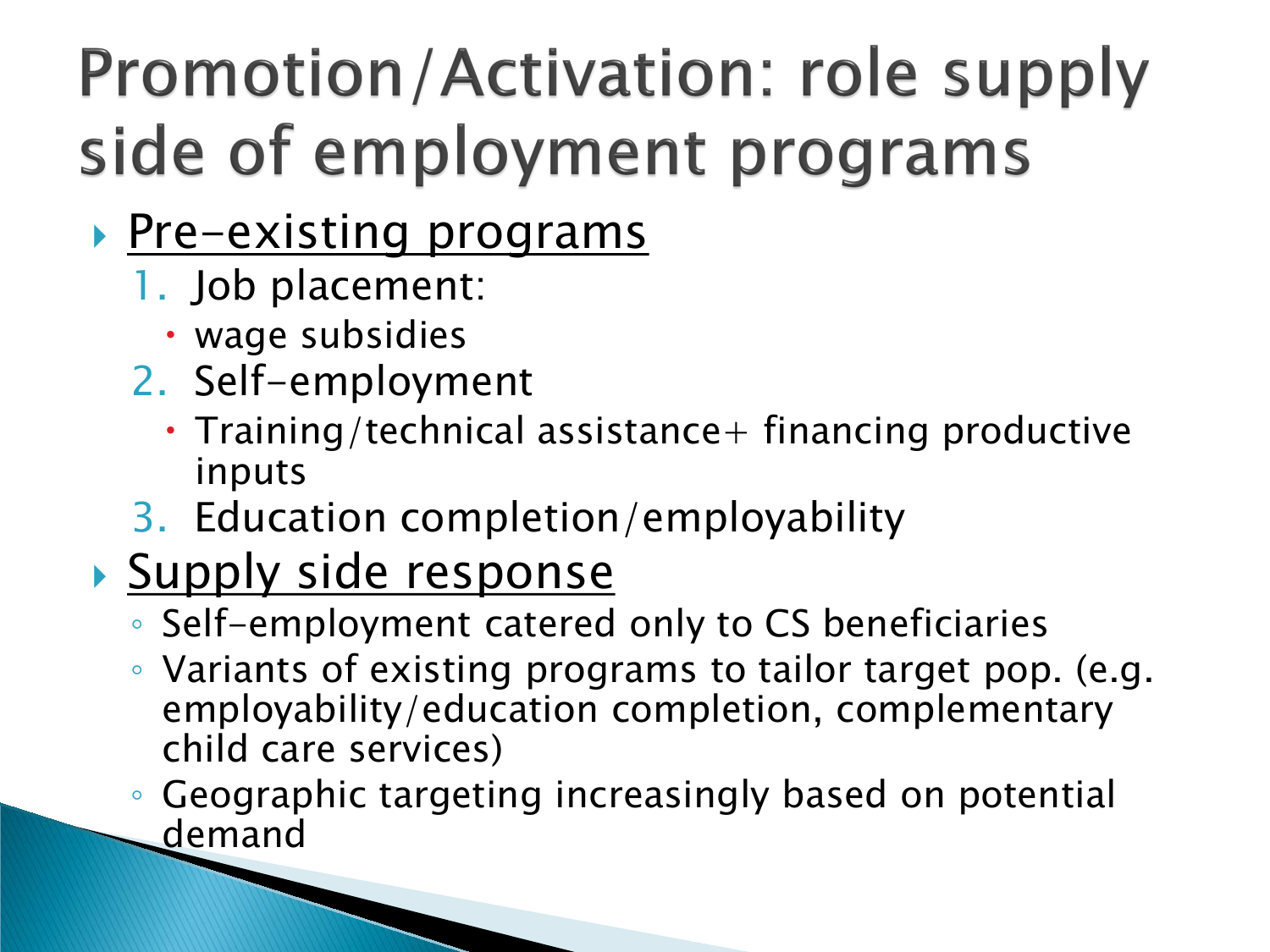# Promotion/Activation: role supply side of employment programs

- <u>Pre-existing programs</u>
  1. Job placement:
     - wage subsidies
  2. Self-employment
     - Training/technical assistance+ financing productive inputs
  3. Education completion/employability
- <u>Supply side response</u>
  - Self-employment catered only to CS beneficiaries
  - Variants of existing programs to tailor target pop. (e.g. employability/education completion, complementary child care services)
  - Geographic targeting increasingly based on potential demand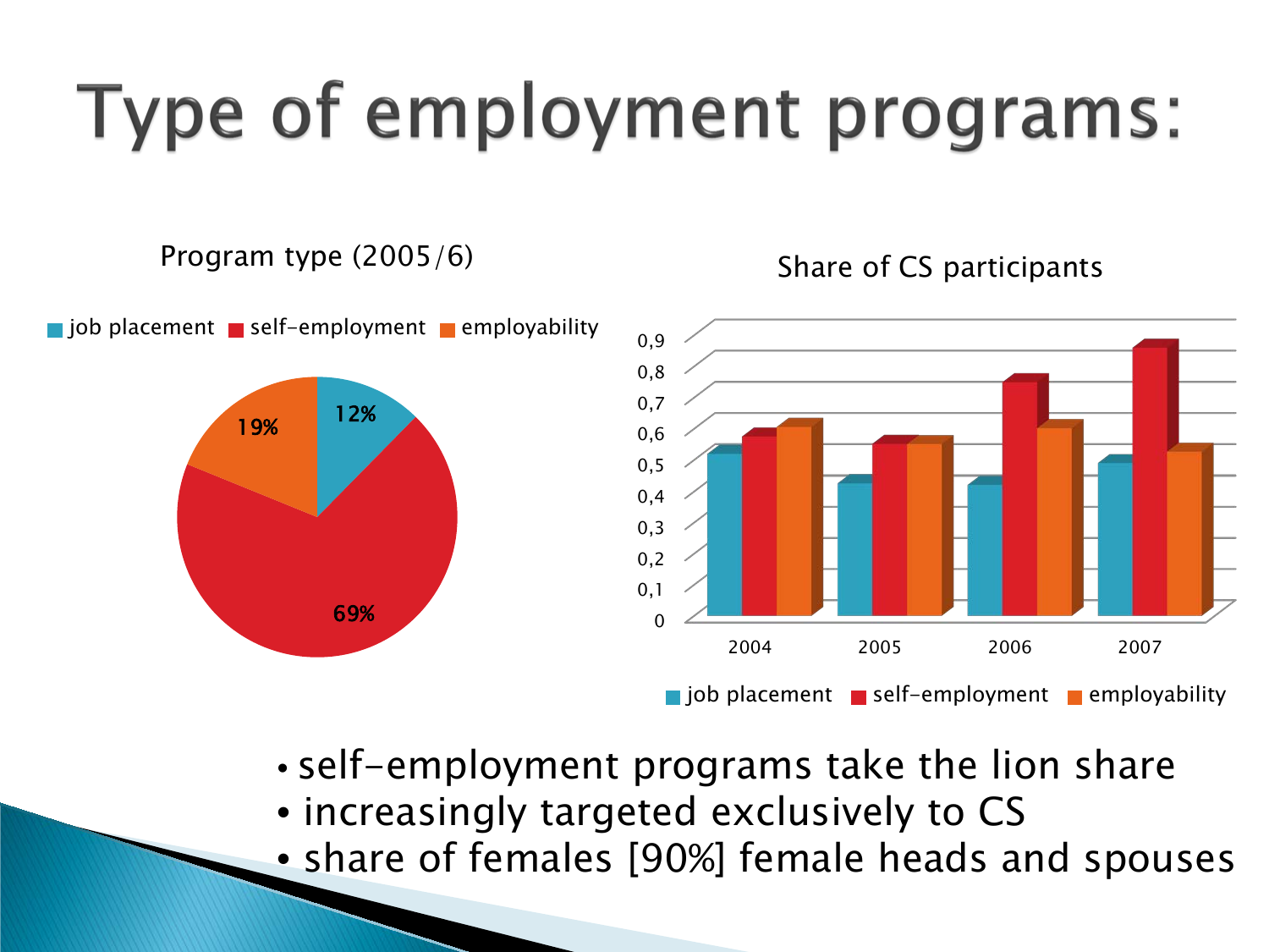# Type of employment programs:

**Program type (2005/6)**

| Program type | Share |
|---|---|
| job placement | 12% |
| self-employment | 69% |
| employability | 19% |

**Share of CS participants**

| Year | job placement | self-employment | employability |
|---|---|---|---|
| 2004 | 0,52 | 0,57 | 0,60 |
| 2005 | 0,42 | 0,55 | 0,55 |
| 2006 | 0,42 | 0,75 | 0,60 |
| 2007 | 0,49 | 0,86 | 0,52 |

- self-employment programs take the lion share
- increasingly targeted exclusively to CS
- share of females [90%] female heads and spouses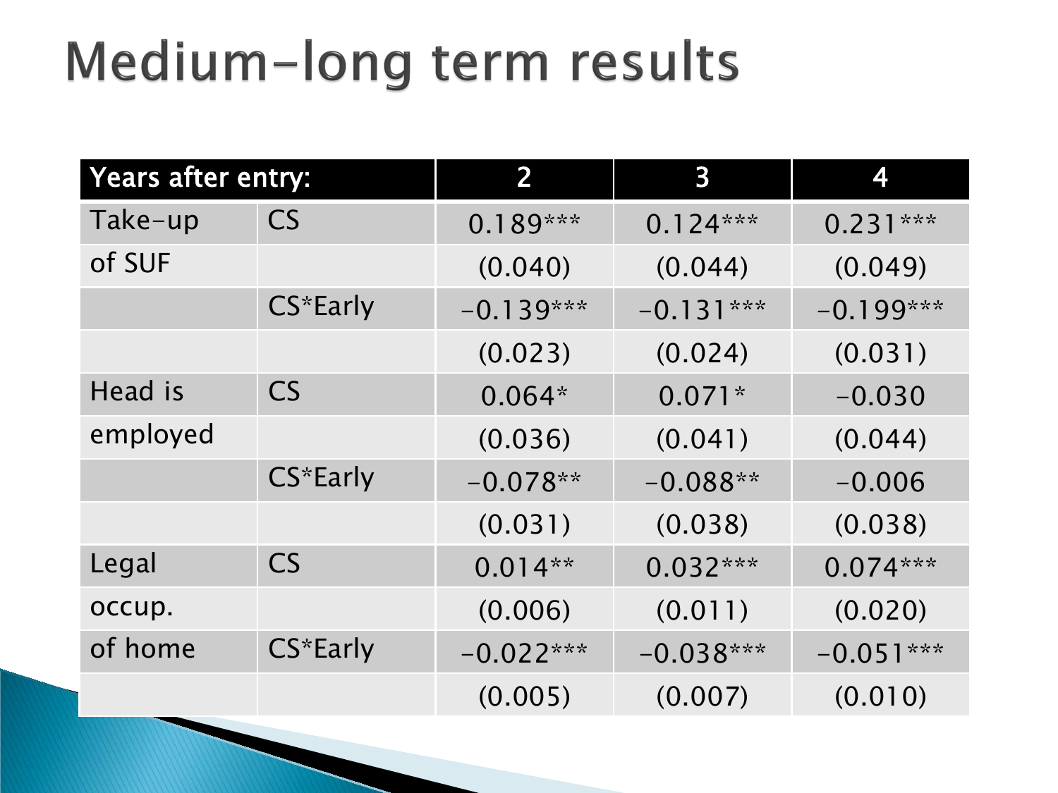# Medium-long term results

| Years after entry: | | 2 | 3 | 4 |
|---|---|---|---|---|
| Take-up | CS | 0.189*** | 0.124*** | 0.231*** |
| of SUF | | (0.040) | (0.044) | (0.049) |
| | CS*Early | -0.139*** | -0.131*** | -0.199*** |
| | | (0.023) | (0.024) | (0.031) |
| Head is | CS | 0.064* | 0.071* | -0.030 |
| employed | | (0.036) | (0.041) | (0.044) |
| | CS*Early | -0.078** | -0.088** | -0.006 |
| | | (0.031) | (0.038) | (0.038) |
| Legal | CS | 0.014** | 0.032*** | 0.074*** |
| occup. | | (0.006) | (0.011) | (0.020) |
| of home | CS*Early | -0.022*** | -0.038*** | -0.051*** |
| | | (0.005) | (0.007) | (0.010) |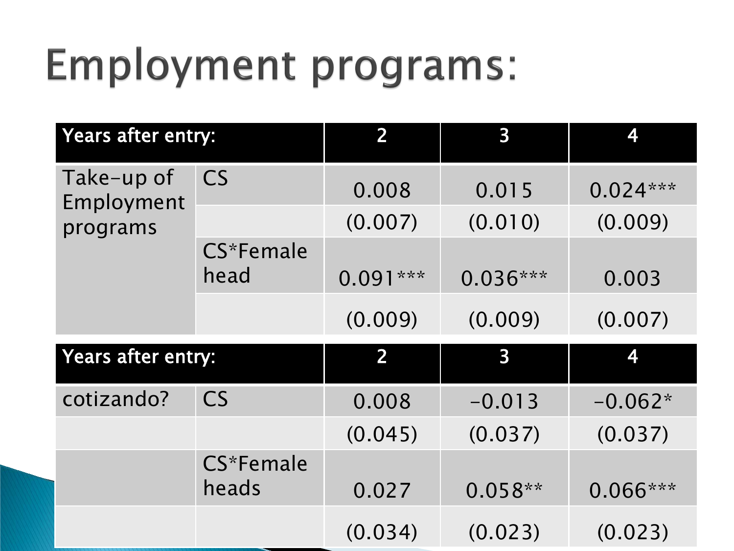# Employment programs:

| Years after entry: | | 2 | 3 | 4 |
|---|---|---|---|---|
| Take-up of Employment programs | CS | 0.008 | 0.015 | 0.024*** |
| | | (0.007) | (0.010) | (0.009) |
| | CS*Female head | 0.091*** | 0.036*** | 0.003 |
| | | (0.009) | (0.009) | (0.007) |

| Years after entry: | | 2 | 3 | 4 |
|---|---|---|---|---|
| cotizando? | CS | 0.008 | -0.013 | -0.062* |
| | | (0.045) | (0.037) | (0.037) |
| | CS*Female heads | 0.027 | 0.058** | 0.066*** |
| | | (0.034) | (0.023) | (0.023) |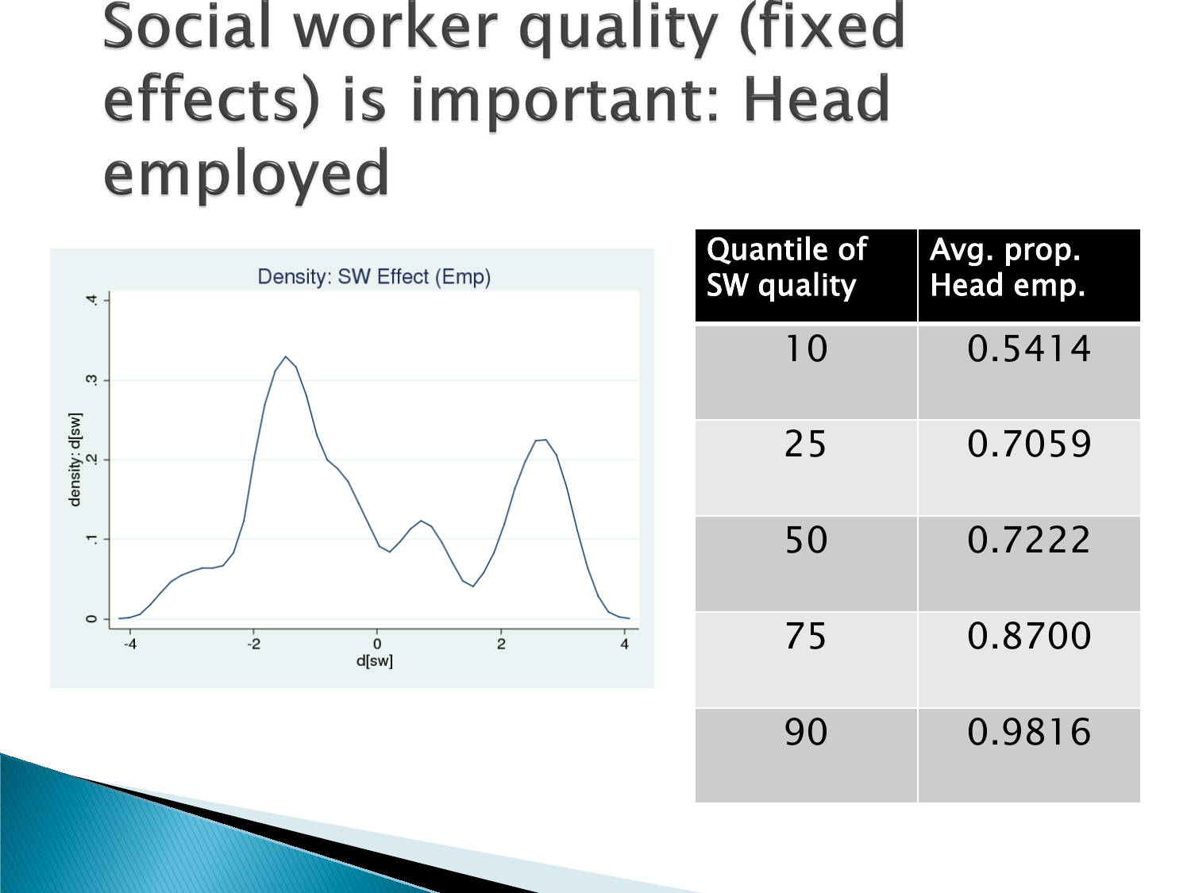# Social worker quality (fixed effects) is important: Head employed

| Quantile of SW quality | Avg. prop. Head emp. |
| --- | --- |
| 10 | 0.5414 |
| 25 | 0.7059 |
| 50 | 0.7222 |
| 75 | 0.8700 |
| 90 | 0.9816 |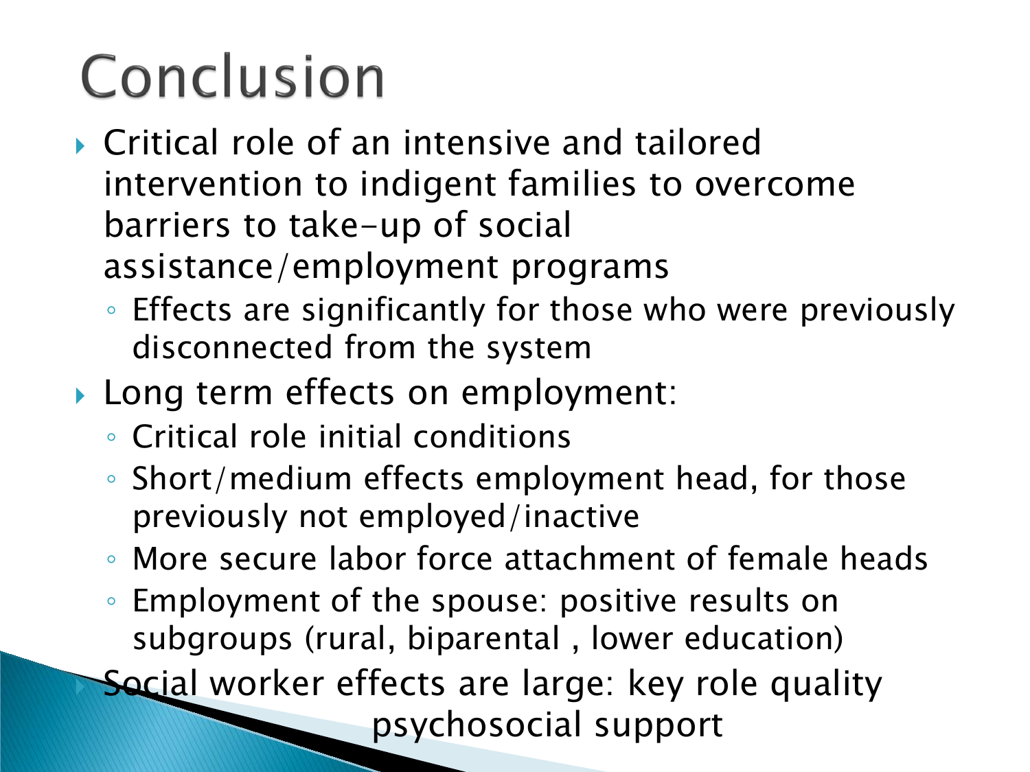# Conclusion

- Critical role of an intensive and tailored intervention to indigent families to overcome barriers to take-up of social assistance/employment programs
  - Effects are significantly for those who were previously disconnected from the system
- Long term effects on employment:
  - Critical role initial conditions
  - Short/medium effects employment head, for those previously not employed/inactive
  - More secure labor force attachment of female heads
  - Employment of the spouse: positive results on subgroups (rural, biparental , lower education)
- Social worker effects are large: key role quality psychosocial support